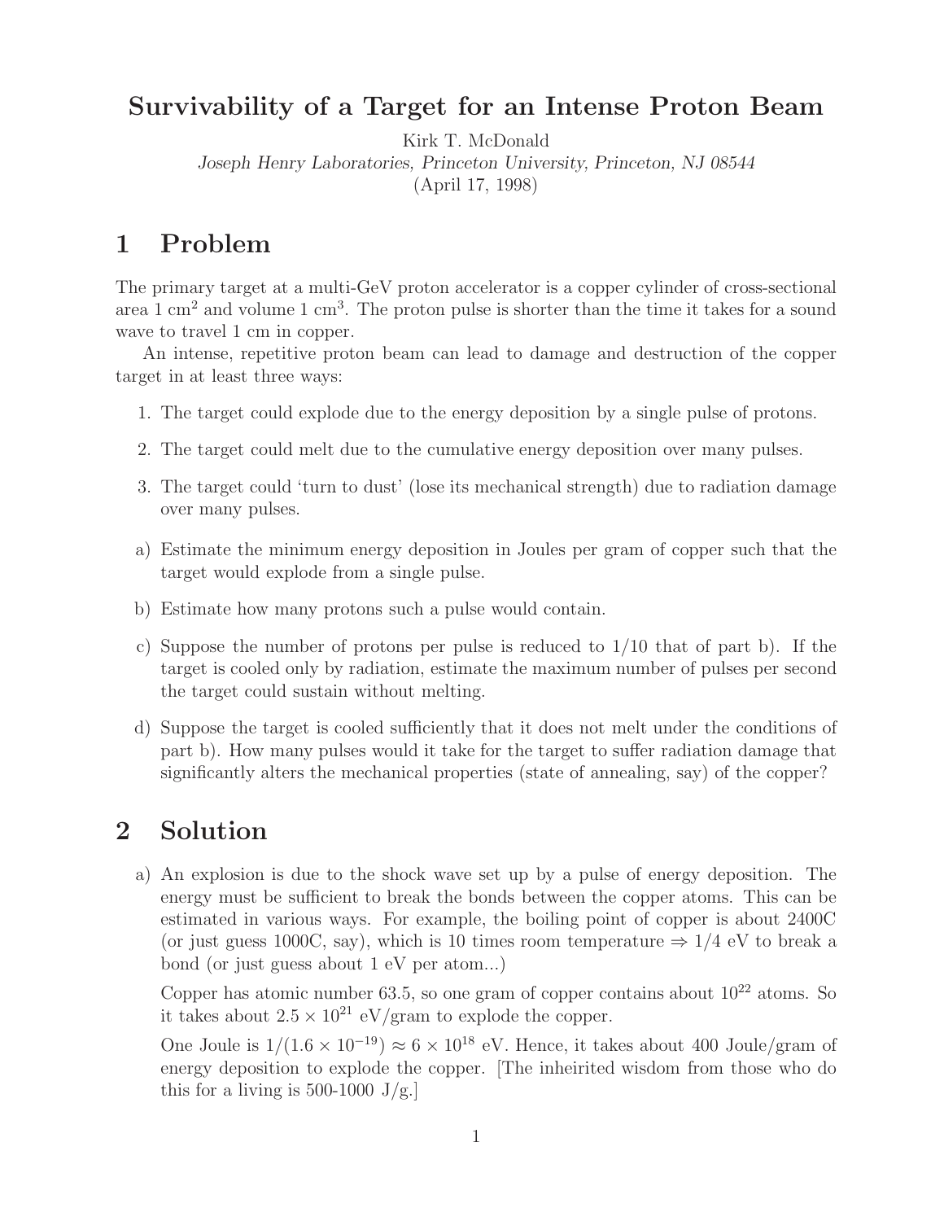# Survivability of a Target for an Intense Proton Beam

Kirk T. McDonald

*Joseph Henry Laboratories, Princeton University, Princeton, NJ 08544*

(April 17, 1998)

## 1 Problem

The primary target at a multi-GeV proton accelerator is a copper cylinder of cross-sectional area 1 cm$^2$ and volume 1 cm$^3$. The proton pulse is shorter than the time it takes for a sound wave to travel 1 cm in copper.

An intense, repetitive proton beam can lead to damage and destruction of the copper target in at least three ways:

1. The target could explode due to the energy deposition by a single pulse of protons.
2. The target could melt due to the cumulative energy deposition over many pulses.
3. The target could 'turn to dust' (lose its mechanical strength) due to radiation damage over many pulses.

a) Estimate the minimum energy deposition in Joules per gram of copper such that the target would explode from a single pulse.

b) Estimate how many protons such a pulse would contain.

c) Suppose the number of protons per pulse is reduced to 1/10 that of part b). If the target is cooled only by radiation, estimate the maximum number of pulses per second the target could sustain without melting.

d) Suppose the target is cooled sufficiently that it does not melt under the conditions of part b). How many pulses would it take for the target to suffer radiation damage that significantly alters the mechanical properties (state of annealing, say) of the copper?

## 2 Solution

a) An explosion is due to the shock wave set up by a pulse of energy deposition. The energy must be sufficient to break the bonds between the copper atoms. This can be estimated in various ways. For example, the boiling point of copper is about 2400C (or just guess 1000C, say), which is 10 times room temperature $\Rightarrow$ 1/4 eV to break a bond (or just guess about 1 eV per atom...)

Copper has atomic number 63.5, so one gram of copper contains about $10^{22}$ atoms. So it takes about $2.5 \times 10^{21}$ eV/gram to explode the copper.

One Joule is $1/(1.6 \times 10^{-19}) \approx 6 \times 10^{18}$ eV. Hence, it takes about 400 Joule/gram of energy deposition to explode the copper. [The inheirited wisdom from those who do this for a living is 500-1000 J/g.]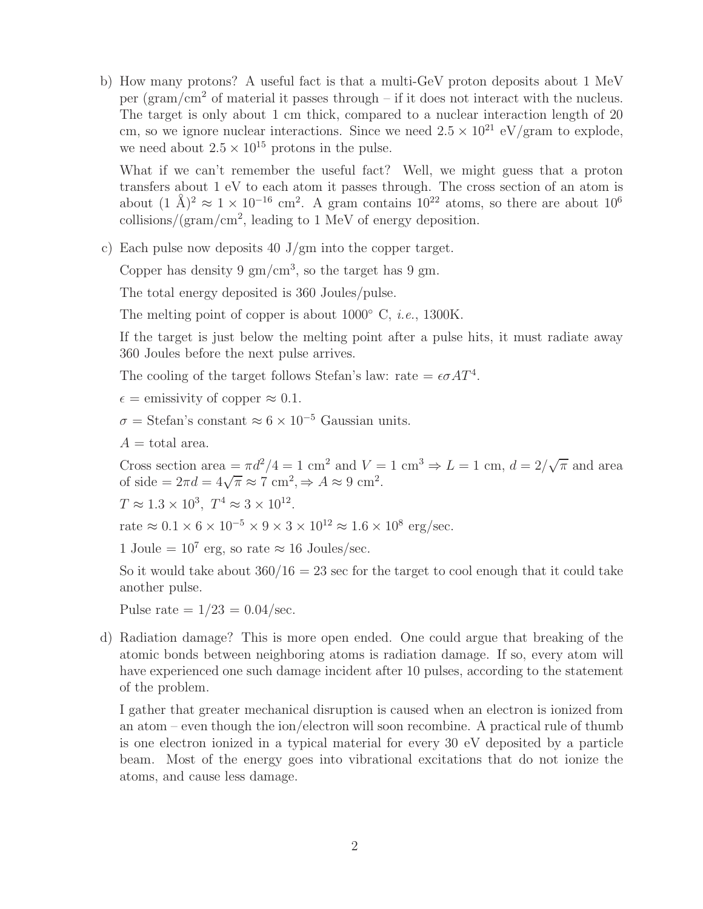b) How many protons? A useful fact is that a multi-GeV proton deposits about 1 MeV per (gram/cm$^2$ of material it passes through – if it does not interact with the nucleus. The target is only about 1 cm thick, compared to a nuclear interaction length of 20 cm, so we ignore nuclear interactions. Since we need $2.5 \times 10^{21}$ eV/gram to explode, we need about $2.5 \times 10^{15}$ protons in the pulse.

   What if we can't remember the useful fact? Well, we might guess that a proton transfers about 1 eV to each atom it passes through. The cross section of an atom is about $(1 \text{ Å})^2 \approx 1 \times 10^{-16}$ cm$^2$. A gram contains $10^{22}$ atoms, so there are about $10^6$ collisions/(gram/cm$^2$, leading to 1 MeV of energy deposition.

c) Each pulse now deposits 40 J/gm into the copper target.

   Copper has density 9 gm/cm$^3$, so the target has 9 gm.

   The total energy deposited is 360 Joules/pulse.

   The melting point of copper is about 1000° C, *i.e.*, 1300K.

   If the target is just below the melting point after a pulse hits, it must radiate away 360 Joules before the next pulse arrives.

   The cooling of the target follows Stefan's law: rate $= \epsilon\sigma A T^4$.

   $\epsilon$ = emissivity of copper $\approx 0.1$.

   $\sigma$ = Stefan's constant $\approx 6 \times 10^{-5}$ Gaussian units.

   $A$ = total area.

   Cross section area $= \pi d^2/4 = 1$ cm$^2$ and $V = 1$ cm$^3 \Rightarrow L = 1$ cm, $d = 2/\sqrt{\pi}$ and area of side $= 2\pi d = 4\sqrt{\pi} \approx 7$ cm$^2$, $\Rightarrow A \approx 9$ cm$^2$.

   $T \approx 1.3 \times 10^3$, $T^4 \approx 3 \times 10^{12}$.

   rate $\approx 0.1 \times 6 \times 10^{-5} \times 9 \times 3 \times 10^{12} \approx 1.6 \times 10^8$ erg/sec.

   1 Joule $= 10^7$ erg, so rate $\approx 16$ Joules/sec.

   So it would take about $360/16 = 23$ sec for the target to cool enough that it could take another pulse.

   Pulse rate $= 1/23 = 0.04$/sec.

d) Radiation damage? This is more open ended. One could argue that breaking of the atomic bonds between neighboring atoms is radiation damage. If so, every atom will have experienced one such damage incident after 10 pulses, according to the statement of the problem.

   I gather that greater mechanical disruption is caused when an electron is ionized from an atom – even though the ion/electron will soon recombine. A practical rule of thumb is one electron ionized in a typical material for every 30 eV deposited by a particle beam. Most of the energy goes into vibrational excitations that do not ionize the atoms, and cause less damage.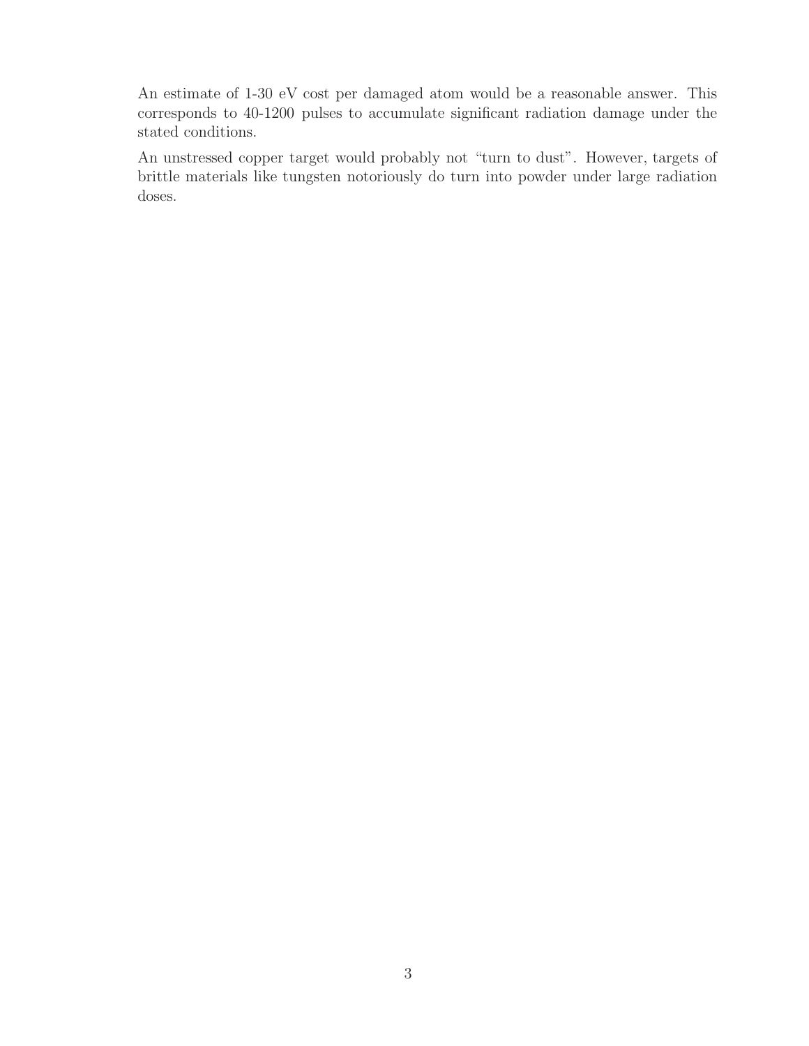An estimate of 1-30 eV cost per damaged atom would be a reasonable answer. This corresponds to 40-1200 pulses to accumulate significant radiation damage under the stated conditions.

An unstressed copper target would probably not "turn to dust". However, targets of brittle materials like tungsten notoriously do turn into powder under large radiation doses.